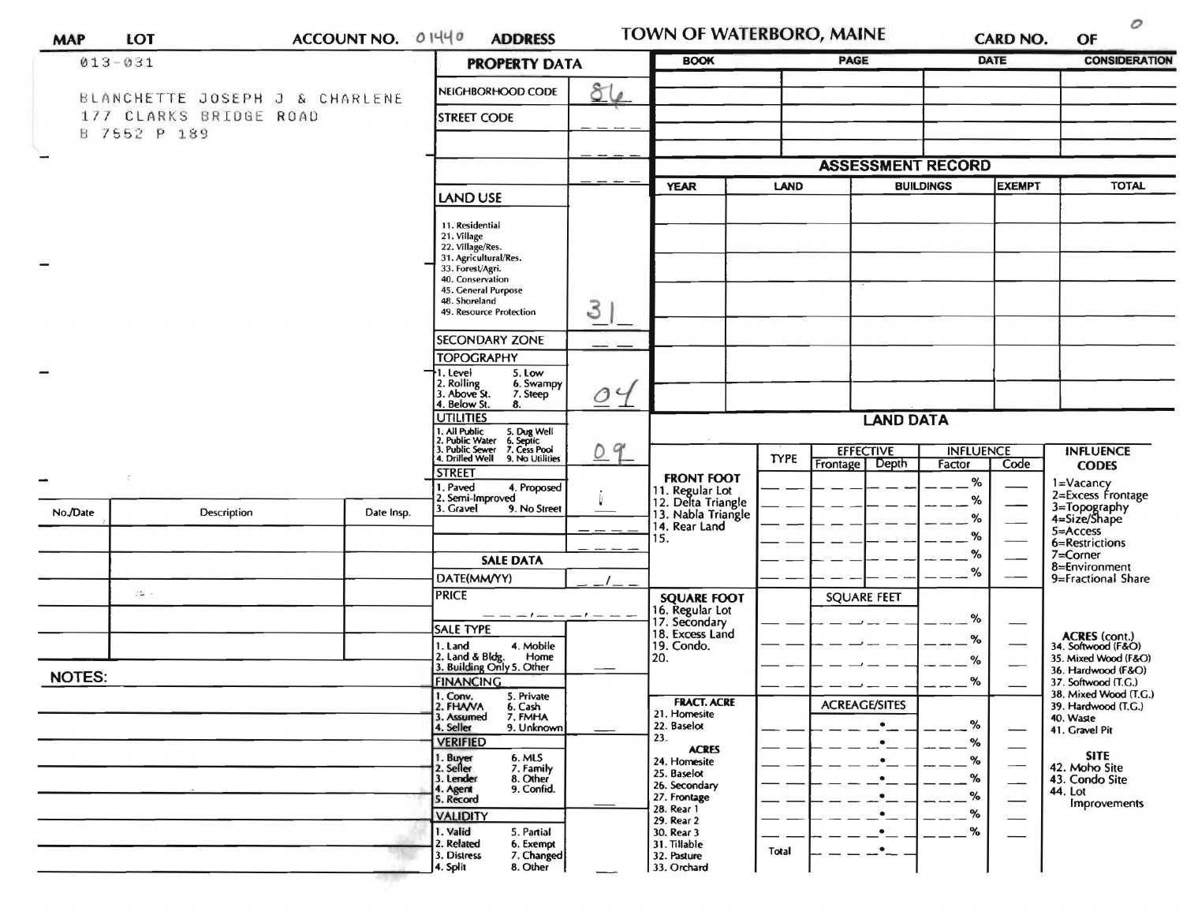# TOWN OF WATERBORO, MAINE

**MAP** **LOT** **ACCOUNT NO.** 01440 **ADDRESS** **CARD NO.** **OF**

013-031

BLANCHETTE JOSEPH J & CHARLENE
177 CLARKS BRIDGE ROAD
B 7552 P 189

## PROPERTY DATA

| Field | Value |
|---|---|
| NEIGHBORHOOD CODE | 86 |
| STREET CODE | |
| LAND USE (11. Residential, 21. Village, 22. Village/Res., 31. Agricultural/Res., 33. Forest/Agri., 40. Conservation, 45. General Purpose, 48. Shoreland, 49. Resource Protection) | 31 |
| SECONDARY ZONE | |
| TOPOGRAPHY (1. Level, 2. Rolling, 3. Above St., 4. Below St., 5. Low, 6. Swampy, 7. Steep, 8.) | 04 |
| UTILITIES (1. All Public, 2. Public Water, 3. Public Sewer, 4. Drilled Well, 5. Dug Well, 6. Septic, 7. Cess Pool, 9. No Utilities) | 09 |
| STREET (1. Paved, 2. Semi-Improved, 3. Gravel, 4. Proposed, 9. No Street) | 1 |

## SALE DATA

| Field | Value |
|---|---|
| DATE(MM/YY) | |
| PRICE | |
| SALE TYPE (1. Land, 2. Land & Bldg., 3. Building Only, 4. Mobile Home, 5. Other) | |
| FINANCING (1. Conv., 2. FHA/VA, 3. Assumed, 4. Seller, 5. Private, 6. Cash, 7. FMHA, 9. Unknown) | |
| VERIFIED (1. Buyer, 2. Seller, 3. Lender, 4. Agent, 5. Record, 6. MLS, 7. Family, 8. Other, 9. Confid.) | |
| VALIDITY (1. Valid, 2. Related, 3. Distress, 4. Split, 5. Partial, 6. Exempt, 7. Changed, 8. Other) | |

| No./Date | Description | Date Insp. |
|---|---|---|
| | | |

**NOTES:**

| BOOK | PAGE | DATE | CONSIDERATION |
|---|---|---|---|
| | | | |

## ASSESSMENT RECORD

| YEAR | LAND | BUILDINGS | EXEMPT | TOTAL |
|---|---|---|---|---|
| | | | | |

## LAND DATA

| | TYPE | EFFECTIVE Frontage | EFFECTIVE Depth | INFLUENCE Factor | INFLUENCE Code |
|---|---|---|---|---|---|
| FRONT FOOT: 11. Regular Lot, 12. Delta Triangle, 13. Nabla Triangle, 14. Rear Land, 15. | | | | % | |
| SQUARE FOOT: 16. Regular Lot, 17. Secondary, 18. Excess Land, 19. Condo., 20. | | SQUARE FEET | | % | |
| FRACT. ACRE: 21. Homesite, 22. Baselot, 23. ACRES: 24. Homesite, 25. Baselot, 26. Secondary, 27. Frontage, 28. Rear 1, 29. Rear 2, 30. Rear 3, 31. Tillable, 32. Pasture, 33. Orchard | | ACREAGE/SITES | | % | |
| | Total | | | | |

**INFLUENCE CODES**
1=Vacancy
2=Excess Frontage
3=Topography
4=Size/Shape
5=Access
6=Restrictions
7=Corner
8=Environment
9=Fractional Share

**ACRES (cont.)**
34. Softwood (F&O)
35. Mixed Wood (F&O)
36. Hardwood (F&O)
37. Softwood (T.G.)
38. Mixed Wood (T.G.)
39. Hardwood (T.G.)
40. Waste
41. Gravel Pit

**SITE**
42. Moho Site
43. Condo Site
44. Lot Improvements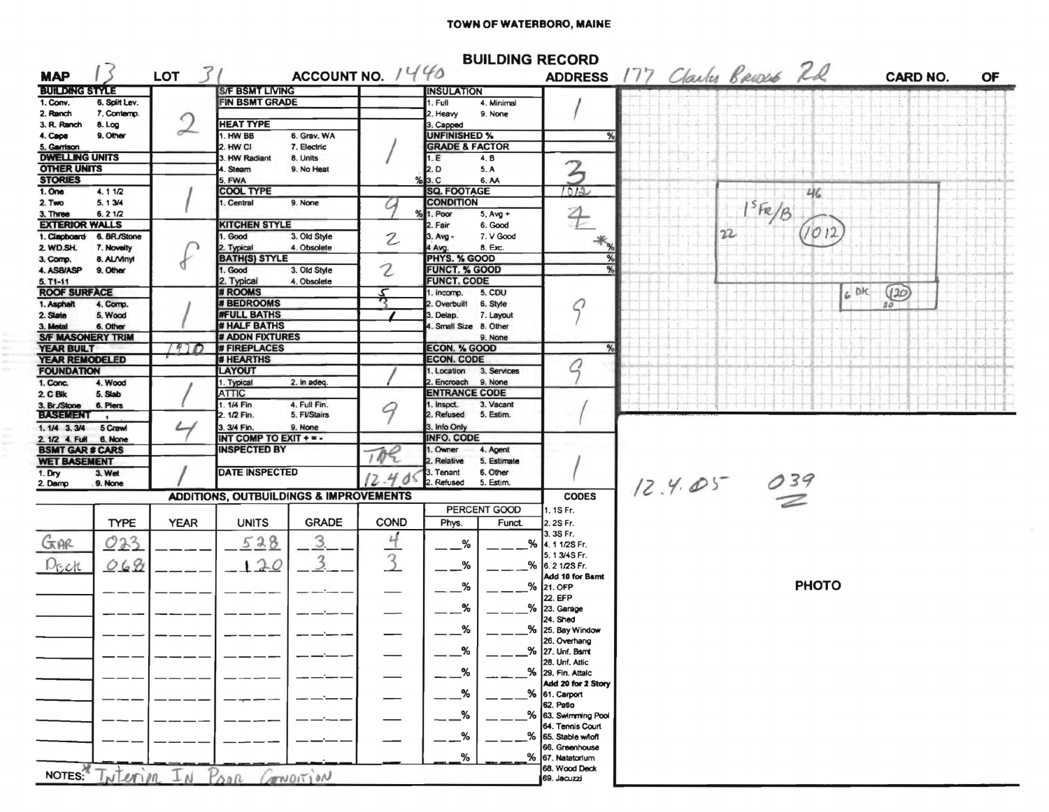**TOWN OF WATERBORO, MAINE**

## BUILDING RECORD

**MAP** 13 **LOT** 31 **ACCOUNT NO.** 1440 **ADDRESS** 177 Clarks Bridge Rd **CARD NO.** **OF**

| Field | Value | Field | Value | Field | Value |
|---|---|---|---|---|---|
| **BUILDING STYLE** 1. Conv. 2. Ranch 3. R. Ranch 4. Cape 5. Garrison 6. Split Lev. 7. Contemp. 8. Log 9. Other | 2 | **S/F BSMT LIVING** | | **INSULATION** 1. Full 2. Heavy 3. Capped 4. Minimal 9. None | 1 |
| **DWELLING UNITS** | | **FIN BSMT GRADE** | | **UNFINISHED %** | % |
| **OTHER UNITS** | | **HEAT TYPE** 1. HW BB 2. HW CI 3. HW Radiant 4. Steam 5. FWA 6. Grav. WA 7. Electric 8. Units 9. No Heat | 1 | **GRADE & FACTOR** 1. E 2. D 3. C 4. B 5. A 6. AA | 3 |
| **STORIES** 1. One 2. Two 3. Three 4. 1 1/2 5. 1 3/4 6. 2 1/2 | 1 | **COOL TYPE** 1. Central 9. None | 9 % | **SQ. FOOTAGE** | 1012 |
| **EXTERIOR WALLS** 1. Clapboard 2. WD.SH. 3. Comp. 4. ASB/ASP 5. T1-11 6. BR./Stone 7. Novelty 8. AL/Vinyl 9. Other | 8 | **KITCHEN STYLE** 1. Good 2. Typical 3. Old Style 4. Obsolete | 2 | **CONDITION** 1. Poor 2. Fair 3. Avg - 4. Avg. 5. Avg + 6. Good 7. V Good 8. Exc. | 4 * |
| | | **BATH(S) STYLE** 1. Good 2. Typical 3. Old Style 4. Obsolete | 2 | **PHYS. % GOOD** | % |
| **ROOF SURFACE** 1. Asphalt 2. Slate 3. Metal 4. Comp. 5. Wood 6. Other | 1 | **# ROOMS** | 5 | **FUNCT. % GOOD** | % |
| | | **# BEDROOMS** | 3 | **FUNCT. CODE** 1. Incomp. 2. Overbuilt 3. Delap. 4. Small Size 5. CDU 6. Style 7. Layout 8. Other 9. None | 9 |
| | | **#FULL BATHS** | 1 | | |
| | | **# HALF BATHS** | | | |
| **S/F MASONERY TRIM** | | **# ADDN FIXTURES** | | | |
| **YEAR BUILT** | 1920 | **# FIREPLACES** | | **ECON. % GOOD** | % |
| **YEAR REMODELED** | | **# HEARTHS** | | **ECON. CODE** 1. Location 2. Encroach 3. Services 9. None | 9 |
| **FOUNDATION** 1. Conc. 2. C Blk 3. Br./Stone 4. Wood 5. Slab 6. Piers | 1 | **LAYOUT** 1. Typical 2. In adeq. | 1 | | |
| **BASEMENT** 1. 1/4 2. 1/2 3. 3/4 4. Full 5 Crawl 6. None | 4 | **ATTIC** 1. 1/4 Fin 2. 1/2 Fin. 3. 3/4 Fin. 4. Full Fin. 5. Fl/Stairs 9. None | 9 | **ENTRANCE CODE** 1. Inspct. 2. Refused 3. Info Only 4. Vacant 5. Estim. | 1 |
| **BSMT GAR # CARS** | | **INT COMP TO EXIT + = -** | | **INFO. CODE** 1. Owner 2. Relative 3. Tenant 4. Agent 5. Estimate 6. Other | 1 |
| **WET BASEMENT** 1. Dry 2. Damp 3. Wet 9. None | 1 | **INSPECTED BY** | TAR | | |
| | | **DATE INSPECTED** | 12.4.05 | | |

### ADDITIONS, OUTBUILDINGS & IMPROVEMENTS

| | TYPE | YEAR | UNITS | GRADE | COND | PERCENT GOOD Phys. | Funct. |
|---|---|---|---|---|---|---|---|
| GAR | 023 | | 528 | 3 | 4 | % | % |
| Deck | 068 | | 120 | 3 | 3 | % | % |
| | | | | | | % | % |
| | | | | | | % | % |
| | | | | | | % | % |
| | | | | | | % | % |
| | | | | | | % | % |
| | | | | | | % | % |
| | | | | | | % | % |
| | | | | | | % | % |

**CODES**
1. 1S Fr.
2. 2S Fr.
3. 3S Fr.
4. 1 1/2S Fr.
5. 1 3/4S Fr.
6. 2 1/2S Fr.

**Add 10 for Bsmt**

21. OFP
22. EFP
23. Garage
24. Shed
25. Bay Window
26. Overhang
27. Unf. Bsmt
28. Unf. Attic
29. Fin. Attaic

**Add 20 for 2 Story**

61. Carport
62. Patio
63. Swimming Pool
64. Tennis Court
65. Stable w/loft
66. Greenhouse
67. Natatorium
68. Wood Deck
69. Jacuzzi

**NOTES:** * Interior In Poor Condition

Sketch: 1S Fr/B (1012) 46 x 22; 6 DK (120) 20

12.4.05 039

**PHOTO**